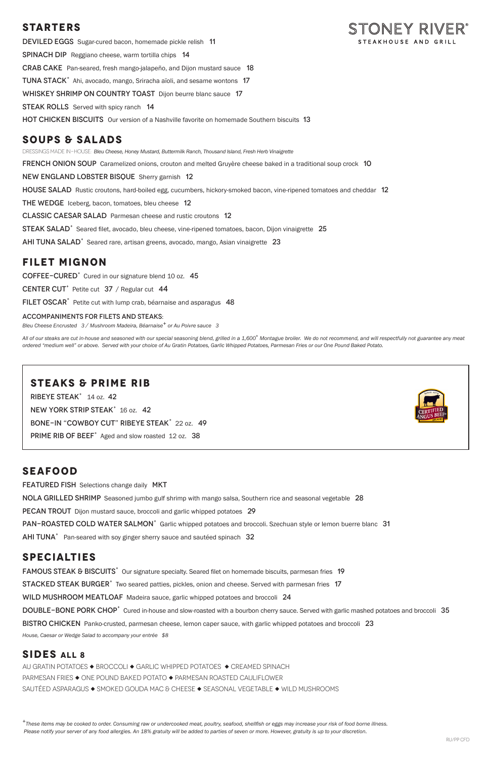# STONEY RIVER®

STEAKHOUSE AND GRILL

## STARTERS

**DEVILED EGGS** Sugar-cured bacon, homemade pickle relish 11

**SPINACH DIP** Reggiano cheese, warm tortilla chips 14

**CRAB CAKE** Pan-seared, fresh mango-jalapeño, and Dijon mustard sauce 18

**TUNA STACK**+ Ahi, avocado, mango, Sriracha aïoli, and sesame wontons 17

**WHISKEY SHRIMP ON COUNTRY TOAST** Dijon beurre blanc sauce 17

**STEAK ROLLS** Served with spicy ranch 14

**HOT CHICKEN BISCUITS** Our version of a Nashville favorite on homemade Southern biscuits 13

## SOUPS & SALADS

DRESSINGS MADE IN-HOUSE: *Bleu Cheese, Honey Mustard, Buttermilk Ranch, Thousand Island, Fresh Herb Vinaigrette*

**FRENCH ONION SOUP** Caramelized onions, crouton and melted Gruyère cheese baked in a traditional soup crock 10

**NEW ENGLAND LOBSTER BISQUE** Sherry garnish 12

**HOUSE SALAD** Rustic croutons, hard-boiled egg, cucumbers, hickory-smoked bacon, vine-ripened tomatoes and cheddar 12

**THE WEDGE** Iceberg, bacon, tomatoes, bleu cheese 12

**CLASSIC CAESAR SALAD** Parmesan cheese and rustic croutons 12

**STEAK SALAD**+ Seared filet, avocado, bleu cheese, vine-ripened tomatoes, bacon, Dijon vinaigrette 25

**AHI TUNA SALAD**+ Seared rare, artisan greens, avocado, mango, Asian vinaigrette 23

## FILET MIGNON

**COFFEE-CURED**+ Cured in our signature blend 10 oz. 45

**CENTER CUT**+ Petite cut 37 / Regular cut 44

**FILET OSCAR**+ Petite cut with lump crab, béarnaise and asparagus 48

ACCOMPANIMENTS FOR FILETS AND STEAKS:
*Bleu Cheese Encrusted 3 / Mushroom Madeira, Béarnaise+ or Au Poivre sauce 3*

*All of our steaks are cut in-house and seasoned with our special seasoning blend, grilled in a 1,600° Montague broiler. We do not recommend, and will respectfully not guarantee any meat ordered "medium well" or above. Served with your choice of Au Gratin Potatoes, Garlic Whipped Potatoes, Parmesan Fries or our One Pound Baked Potato.*

## STEAKS & PRIME RIB

**RIBEYE STEAK**+ 14 oz. 42

**NEW YORK STRIP STEAK**+ 16 oz. 42

**BONE-IN "COWBOY CUT" RIBEYE STEAK**+ 22 oz. 49

**PRIME RIB OF BEEF**+ Aged and slow roasted 12 oz. 38

## SEAFOOD

**FEATURED FISH** Selections change daily MKT

**NOLA GRILLED SHRIMP** Seasoned jumbo gulf shrimp with mango salsa, Southern rice and seasonal vegetable 28

**PECAN TROUT** Dijon mustard sauce, broccoli and garlic whipped potatoes 29

**PAN-ROASTED COLD WATER SALMON**+ Garlic whipped potatoes and broccoli. Szechuan style or lemon buerre blanc 31

**AHI TUNA**+ Pan-seared with soy ginger sherry sauce and sautéed spinach 32

## SPECIALTIES

**FAMOUS STEAK & BISCUITS**+ Our signature specialty. Seared filet on homemade biscuits, parmesan fries 19

**STACKED STEAK BURGER**+ Two seared patties, pickles, onion and cheese. Served with parmesan fries 17

**WILD MUSHROOM MEATLOAF** Madeira sauce, garlic whipped potatoes and broccoli 24

**DOUBLE-BONE PORK CHOP**+ Cured in-house and slow-roasted with a bourbon cherry sauce. Served with garlic mashed potatoes and broccoli 35

**BISTRO CHICKEN** Panko-crusted, parmesan cheese, lemon caper sauce, with garlic whipped potatoes and broccoli 23

*House, Caesar or Wedge Salad to accompany your entrée $8*

## SIDES ALL 8

AU GRATIN POTATOES ◆ BROCCOLI ◆ GARLIC WHIPPED POTATOES ◆ CREAMED SPINACH
PARMESAN FRIES ◆ ONE POUND BAKED POTATO ◆ PARMESAN ROASTED CAULIFLOWER
SAUTÉED ASPARAGUS ◆ SMOKED GOUDA MAC & CHEESE ◆ SEASONAL VEGETABLE ◆ WILD MUSHROOMS

*+These items may be cooked to order. Consuming raw or undercooked meat, poultry, seafood, shellfish or eggs may increase your risk of food borne illness. Please notify your server of any food allergies. An 18% gratuity will be added to parties of seven or more. However, gratuity is up to your discretion.*

RU/PP CFD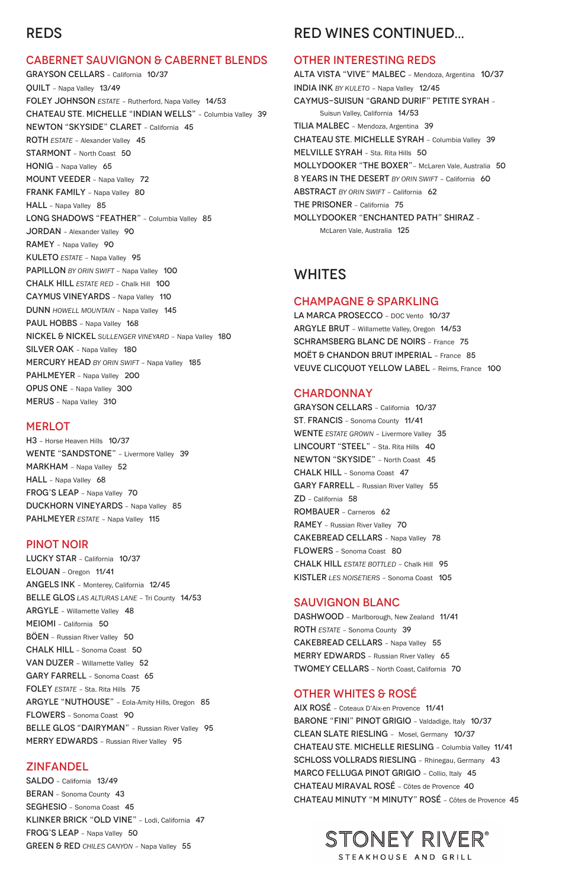# REDS

## CABERNET SAUVIGNON & CABERNET BLENDS

GRAYSON CELLARS – California 10/37
QUILT – Napa Valley 13/49
FOLEY JOHNSON *ESTATE* – Rutherford, Napa Valley 14/53
CHATEAU STE. MICHELLE "INDIAN WELLS" – Columbia Valley 39
NEWTON "SKYSIDE" CLARET – California 45
ROTH *ESTATE* – Alexander Valley 45
STARMONT – North Coast 50
HONIG – Napa Valley 65
MOUNT VEEDER – Napa Valley 72
FRANK FAMILY – Napa Valley 80
HALL – Napa Valley 85
LONG SHADOWS "FEATHER" – Columbia Valley 85
JORDAN – Alexander Valley 90
RAMEY – Napa Valley 90
KULETO *ESTATE* – Napa Valley 95
PAPILLON *BY ORIN SWIFT* – Napa Valley 100
CHALK HILL *ESTATE RED* – Chalk Hill 100
CAYMUS VINEYARDS – Napa Valley 110
DUNN *HOWELL MOUNTAIN* – Napa Valley 145
PAUL HOBBS – Napa Valley 168
NICKEL & NICKEL *SULLENGER VINEYARD* – Napa Valley 180
SILVER OAK – Napa Valley 180
MERCURY HEAD *BY ORIN SWIFT* – Napa Valley 185
PAHLMEYER – Napa Valley 200
OPUS ONE – Napa Valley 300
MERUS – Napa Valley 310

## MERLOT

H3 – Horse Heaven Hills 10/37
WENTE "SANDSTONE" – Livermore Valley 39
MARKHAM – Napa Valley 52
HALL – Napa Valley 68
FROG'S LEAP – Napa Valley 70
DUCKHORN VINEYARDS – Napa Valley 85
PAHLMEYER *ESTATE* – Napa Valley 115

## PINOT NOIR

LUCKY STAR – California 10/37
ELOUAN – Oregon 11/41
ANGELS INK – Monterey, California 12/45
BELLE GLOS *LAS ALTURAS LANE* – Tri County 14/53
ARGYLE – Willamette Valley 48
MEIOMI – California 50
BÖEN – Russian River Valley 50
CHALK HILL – Sonoma Coast 50
VAN DUZER – Willamette Valley 52
GARY FARRELL – Sonoma Coast 65
FOLEY *ESTATE* – Sta. Rita Hills 75
ARGYLE "NUTHOUSE" – Eola-Amity Hills, Oregon 85
FLOWERS – Sonoma Coast 90
BELLE GLOS "DAIRYMAN" – Russian River Valley 95
MERRY EDWARDS – Russian River Valley 95

## ZINFANDEL

SALDO – California 13/49
BERAN – Sonoma County 43
SEGHESIO – Sonoma Coast 45
KLINKER BRICK "OLD VINE" – Lodi, California 47
FROG'S LEAP – Napa Valley 50
GREEN & RED *CHILES CANYON* – Napa Valley 55

# RED WINES CONTINUED...

## OTHER INTERESTING REDS

ALTA VISTA "VIVE" MALBEC – Mendoza, Argentina 10/37
INDIA INK *BY KULETO* – Napa Valley 12/45
CAYMUS-SUISUN "GRAND DURIF" PETITE SYRAH – Suisun Valley, California 14/53
TILIA MALBEC – Mendoza, Argentina 39
CHATEAU STE. MICHELLE SYRAH – Columbia Valley 39
MELVILLE SYRAH – Sta. Rita Hills 50
MOLLYDOOKER "THE BOXER" – McLaren Vale, Australia 50
8 YEARS IN THE DESERT *BY ORIN SWIFT* – California 60
ABSTRACT *BY ORIN SWIFT* – California 62
THE PRISONER – California 75
MOLLYDOOKER "ENCHANTED PATH" SHIRAZ – McLaren Vale, Australia 125

# WHITES

## CHAMPAGNE & SPARKLING

LA MARCA PROSECCO – DOC Vento 10/37
ARGYLE BRUT – Willamette Valley, Oregon 14/53
SCHRAMSBERG BLANC DE NOIRS – France 75
MOËT & CHANDON BRUT IMPERIAL – France 85
VEUVE CLICQUOT YELLOW LABEL – Reims, France 100

## CHARDONNAY

GRAYSON CELLARS – California 10/37
ST. FRANCIS – Sonoma County 11/41
WENTE *ESTATE GROWN* – Livermore Valley 35
LINCOURT "STEEL" – Sta. Rita Hills 40
NEWTON "SKYSIDE" – North Coast 45
CHALK HILL – Sonoma Coast 47
GARY FARRELL – Russian River Valley 55
ZD – California 58
ROMBAUER – Carneros 62
RAMEY – Russian River Valley 70
CAKEBREAD CELLARS – Napa Valley 78
FLOWERS – Sonoma Coast 80
CHALK HILL *ESTATE BOTTLED* – Chalk Hill 95
KISTLER *LES NOISETIERS* – Sonoma Coast 105

## SAUVIGNON BLANC

DASHWOOD – Marlborough, New Zealand 11/41
ROTH *ESTATE* – Sonoma County 39
CAKEBREAD CELLARS – Napa Valley 55
MERRY EDWARDS – Russian River Valley 65
TWOMEY CELLARS – North Coast, California 70

## OTHER WHITES & ROSÉ

AIX ROSÉ – Coteaux D'Aix-en Provence 11/41
BARONE "FINI" PINOT GRIGIO – Valdadige, Italy 10/37
CLEAN SLATE RIESLING – Mosel, Germany 10/37
CHATEAU STE. MICHELLE RIESLING – Columbia Valley 11/41
SCHLOSS VOLLRADS RIESLING – Rhinegau, Germany 43
MARCO FELLUGA PINOT GRIGIO – Collio, Italy 45
CHATEAU MIRAVAL ROSÉ – Côtes de Provence 40
CHATEAU MINUTY "M MINUTY" ROSÉ – Côtes de Provence 45

STONEY RIVER®
STEAKHOUSE AND GRILL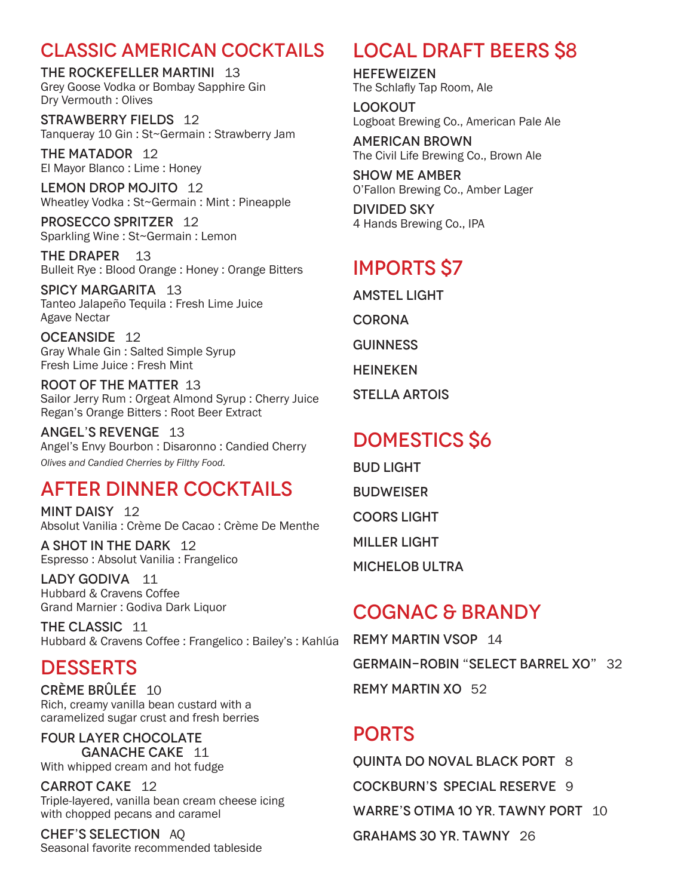## CLASSIC AMERICAN COCKTAILS

**THE ROCKEFELLER MARTINI** 13
Grey Goose Vodka or Bombay Sapphire Gin
Dry Vermouth : Olives

**STRAWBERRY FIELDS** 12
Tanqueray 10 Gin : St~Germain : Strawberry Jam

**THE MATADOR** 12
El Mayor Blanco : Lime : Honey

**LEMON DROP MOJITO** 12
Wheatley Vodka : St~Germain : Mint : Pineapple

**PROSECCO SPRITZER** 12
Sparkling Wine : St~Germain : Lemon

**THE DRAPER** 13
Bulleit Rye : Blood Orange : Honey : Orange Bitters

**SPICY MARGARITA** 13
Tanteo Jalapeño Tequila : Fresh Lime Juice
Agave Nectar

**OCEANSIDE** 12
Gray Whale Gin : Salted Simple Syrup
Fresh Lime Juice : Fresh Mint

**ROOT OF THE MATTER** 13
Sailor Jerry Rum : Orgeat Almond Syrup : Cherry Juice
Regan's Orange Bitters : Root Beer Extract

**ANGEL'S REVENGE** 13
Angel's Envy Bourbon : Disaronno : Candied Cherry

*Olives and Candied Cherries by Filthy Food.*

## AFTER DINNER COCKTAILS

**MINT DAISY** 12
Absolut Vanilia : Crème De Cacao : Crème De Menthe

**A SHOT IN THE DARK** 12
Espresso : Absolut Vanilia : Frangelico

**LADY GODIVA** 11
Hubbard & Cravens Coffee
Grand Marnier : Godiva Dark Liquor

**THE CLASSIC** 11
Hubbard & Cravens Coffee : Frangelico : Bailey's : Kahlúa

## DESSERTS

**CRÈME BRÛLÉE** 10
Rich, creamy vanilla bean custard with a caramelized sugar crust and fresh berries

**FOUR LAYER CHOCOLATE GANACHE CAKE** 11
With whipped cream and hot fudge

**CARROT CAKE** 12
Triple-layered, vanilla bean cream cheese icing with chopped pecans and caramel

**CHEF'S SELECTION** AQ
Seasonal favorite recommended tableside

## LOCAL DRAFT BEERS $8

**HEFEWEIZEN**
The Schlafly Tap Room, Ale

**LOOKOUT**
Logboat Brewing Co., American Pale Ale

**AMERICAN BROWN**
The Civil Life Brewing Co., Brown Ale

**SHOW ME AMBER**
O'Fallon Brewing Co., Amber Lager

**DIVIDED SKY**
4 Hands Brewing Co., IPA

## IMPORTS $7

AMSTEL LIGHT

CORONA

GUINNESS

HEINEKEN

STELLA ARTOIS

## DOMESTICS $6

BUD LIGHT

BUDWEISER

COORS LIGHT

MILLER LIGHT

MICHELOB ULTRA

## COGNAC & BRANDY

REMY MARTIN VSOP 14

GERMAIN-ROBIN "SELECT BARREL XO" 32

REMY MARTIN XO 52

## PORTS

QUINTA DO NOVAL BLACK PORT 8

COCKBURN'S SPECIAL RESERVE 9

WARRE'S OTIMA 10 YR. TAWNY PORT 10

GRAHAMS 30 YR. TAWNY 26